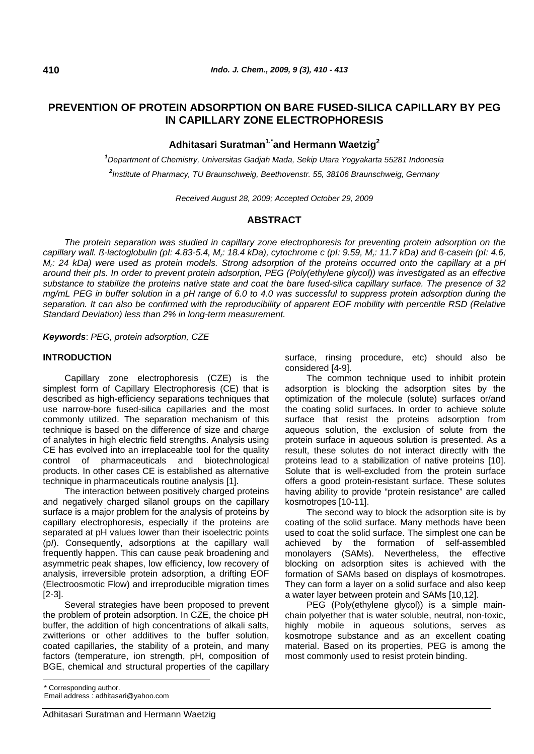# PREVENTION OF PROTEIN ADSORPTION ON BARE FUSED-SILICA CAPILLARY BY PEG IN CAPILLARY ZONE ELECTROPHORESIS

**Adhitasari Suratman[1,*] and Hermann Waetzig[2]**

*[1]Department of Chemistry, Universitas Gadjah Mada, Sekip Utara Yogyakarta 55281 Indonesia*

*[2]Institute of Pharmacy, TU Braunschweig, Beethovenstr. 55, 38106 Braunschweig, Germany*

*Received August 28, 2009; Accepted October 29, 2009*

## ABSTRACT

*The protein separation was studied in capillary zone electrophoresis for preventing protein adsorption on the capillary wall. ß-lactoglobulin (pI: 4.83-5.4, $M_r$: 18.4 kDa), cytochrome c (pI: 9.59, $M_r$: 11.7 kDa) and ß-casein (pI: 4.6, $M_r$: 24 kDa) were used as protein models. Strong adsorption of the proteins occurred onto the capillary at a pH around their pIs. In order to prevent protein adsorption, PEG (Poly(ethylene glycol)) was investigated as an effective substance to stabilize the proteins native state and coat the bare fused-silica capillary surface. The presence of 32 mg/mL PEG in buffer solution in a pH range of 6.0 to 4.0 was successful to suppress protein adsorption during the separation. It can also be confirmed with the reproducibility of apparent EOF mobility with percentile RSD (Relative Standard Deviation) less than 2% in long-term measurement.*

***Keywords***: *PEG, protein adsorption, CZE*

## INTRODUCTION

Capillary zone electrophoresis (CZE) is the simplest form of Capillary Electrophoresis (CE) that is described as high-efficiency separations techniques that use narrow-bore fused-silica capillaries and the most commonly utilized. The separation mechanism of this technique is based on the difference of size and charge of analytes in high electric field strengths. Analysis using CE has evolved into an irreplaceable tool for the quality control of pharmaceuticals and biotechnological products. In other cases CE is established as alternative technique in pharmaceuticals routine analysis [1].

The interaction between positively charged proteins and negatively charged silanol groups on the capillary surface is a major problem for the analysis of proteins by capillary electrophoresis, especially if the proteins are separated at pH values lower than their isoelectric points (p*I*). Consequently, adsorptions at the capillary wall frequently happen. This can cause peak broadening and asymmetric peak shapes, low efficiency, low recovery of analysis, irreversible protein adsorption, a drifting EOF (Electroosmotic Flow) and irreproducible migration times [2-3].

Several strategies have been proposed to prevent the problem of protein adsorption. In CZE, the choice pH buffer, the addition of high concentrations of alkali salts, zwitterions or other additives to the buffer solution, coated capillaries, the stability of a protein, and many factors (temperature, ion strength, pH, composition of BGE, chemical and structural properties of the capillary surface, rinsing procedure, etc) should also be considered [4-9].

The common technique used to inhibit protein adsorption is blocking the adsorption sites by the optimization of the molecule (solute) surfaces or/and the coating solid surfaces. In order to achieve solute surface that resist the proteins adsorption from aqueous solution, the exclusion of solute from the protein surface in aqueous solution is presented. As a result, these solutes do not interact directly with the proteins lead to a stabilization of native proteins [10]. Solute that is well-excluded from the protein surface offers a good protein-resistant surface. These solutes having ability to provide "protein resistance" are called kosmotropes [10-11].

The second way to block the adsorption site is by coating of the solid surface. Many methods have been used to coat the solid surface. The simplest one can be achieved by the formation of self-assembled monolayers (SAMs). Nevertheless, the effective blocking on adsorption sites is achieved with the formation of SAMs based on displays of kosmotropes. They can form a layer on a solid surface and also keep a water layer between protein and SAMs [10,12].

PEG (Poly(ethylene glycol)) is a simple main-chain polyether that is water soluble, neutral, non-toxic, highly mobile in aqueous solutions, serves as kosmotrope substance and as an excellent coating material. Based on its properties, PEG is among the most commonly used to resist protein binding.

\* Corresponding author.
Email address : adhitasari@yahoo.com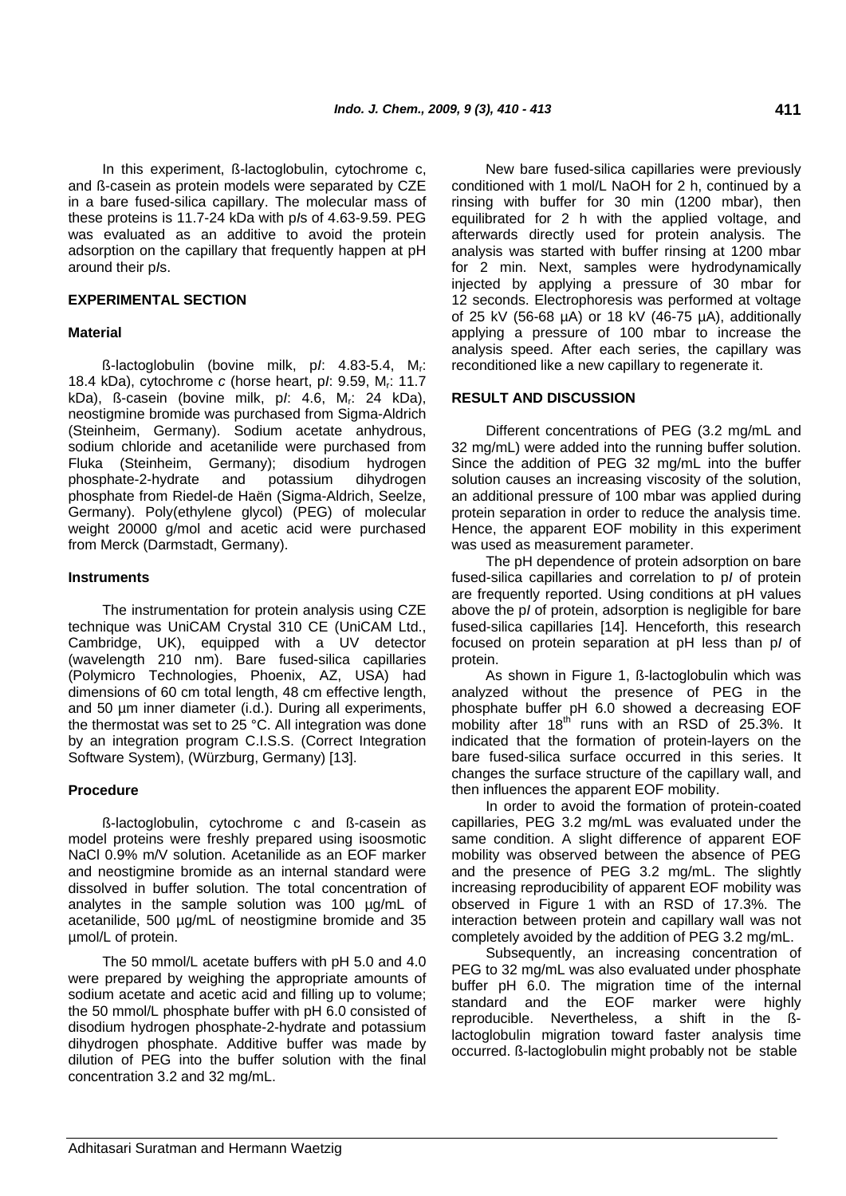In this experiment, ß-lactoglobulin, cytochrome c, and ß-casein as protein models were separated by CZE in a bare fused-silica capillary. The molecular mass of these proteins is 11.7-24 kDa with p*I*s of 4.63-9.59. PEG was evaluated as an additive to avoid the protein adsorption on the capillary that frequently happen at pH around their p*I*s.

## EXPERIMENTAL SECTION

### Material

ß-lactoglobulin (bovine milk, p*I*: 4.83-5.4, $M_r$: 18.4 kDa), cytochrome *c* (horse heart, p*I*: 9.59, $M_r$: 11.7 kDa), ß-casein (bovine milk, p*I*: 4.6, $M_r$: 24 kDa), neostigmine bromide was purchased from Sigma-Aldrich (Steinheim, Germany). Sodium acetate anhydrous, sodium chloride and acetanilide were purchased from Fluka (Steinheim, Germany); disodium hydrogen phosphate-2-hydrate and potassium dihydrogen phosphate from Riedel-de Haën (Sigma-Aldrich, Seelze, Germany). Poly(ethylene glycol) (PEG) of molecular weight 20000 g/mol and acetic acid were purchased from Merck (Darmstadt, Germany).

### Instruments

The instrumentation for protein analysis using CZE technique was UniCAM Crystal 310 CE (UniCAM Ltd., Cambridge, UK), equipped with a UV detector (wavelength 210 nm). Bare fused-silica capillaries (Polymicro Technologies, Phoenix, AZ, USA) had dimensions of 60 cm total length, 48 cm effective length, and 50 µm inner diameter (i.d.). During all experiments, the thermostat was set to 25 °C. All integration was done by an integration program C.I.S.S. (Correct Integration Software System), (Würzburg, Germany) [13].

### Procedure

ß-lactoglobulin, cytochrome c and ß-casein as model proteins were freshly prepared using isoosmotic NaCl 0.9% m/V solution. Acetanilide as an EOF marker and neostigmine bromide as an internal standard were dissolved in buffer solution. The total concentration of analytes in the sample solution was 100 µg/mL of acetanilide, 500 µg/mL of neostigmine bromide and 35 µmol/L of protein.

The 50 mmol/L acetate buffers with pH 5.0 and 4.0 were prepared by weighing the appropriate amounts of sodium acetate and acetic acid and filling up to volume; the 50 mmol/L phosphate buffer with pH 6.0 consisted of disodium hydrogen phosphate-2-hydrate and potassium dihydrogen phosphate. Additive buffer was made by dilution of PEG into the buffer solution with the final concentration 3.2 and 32 mg/mL.

New bare fused-silica capillaries were previously conditioned with 1 mol/L NaOH for 2 h, continued by a rinsing with buffer for 30 min (1200 mbar), then equilibrated for 2 h with the applied voltage, and afterwards directly used for protein analysis. The analysis was started with buffer rinsing at 1200 mbar for 2 min. Next, samples were hydrodynamically injected by applying a pressure of 30 mbar for 12 seconds. Electrophoresis was performed at voltage of 25 kV (56-68 µA) or 18 kV (46-75 µA), additionally applying a pressure of 100 mbar to increase the analysis speed. After each series, the capillary was reconditioned like a new capillary to regenerate it.

## RESULT AND DISCUSSION

Different concentrations of PEG (3.2 mg/mL and 32 mg/mL) were added into the running buffer solution. Since the addition of PEG 32 mg/mL into the buffer solution causes an increasing viscosity of the solution, an additional pressure of 100 mbar was applied during protein separation in order to reduce the analysis time. Hence, the apparent EOF mobility in this experiment was used as measurement parameter.

The pH dependence of protein adsorption on bare fused-silica capillaries and correlation to p*I* of protein are frequently reported. Using conditions at pH values above the p*I* of protein, adsorption is negligible for bare fused-silica capillaries [14]. Henceforth, this research focused on protein separation at pH less than p*I* of protein.

As shown in Figure 1, ß-lactoglobulin which was analyzed without the presence of PEG in the phosphate buffer pH 6.0 showed a decreasing EOF mobility after 18th runs with an RSD of 25.3%. It indicated that the formation of protein-layers on the bare fused-silica surface occurred in this series. It changes the surface structure of the capillary wall, and then influences the apparent EOF mobility.

In order to avoid the formation of protein-coated capillaries, PEG 3.2 mg/mL was evaluated under the same condition. A slight difference of apparent EOF mobility was observed between the absence of PEG and the presence of PEG 3.2 mg/mL. The slightly increasing reproducibility of apparent EOF mobility was observed in Figure 1 with an RSD of 17.3%. The interaction between protein and capillary wall was not completely avoided by the addition of PEG 3.2 mg/mL.

Subsequently, an increasing concentration of PEG to 32 mg/mL was also evaluated under phosphate buffer pH 6.0. The migration time of the internal standard and the EOF marker were highly reproducible. Nevertheless, a shift in the ß-lactoglobulin migration toward faster analysis time occurred. ß-lactoglobulin might probably not be stable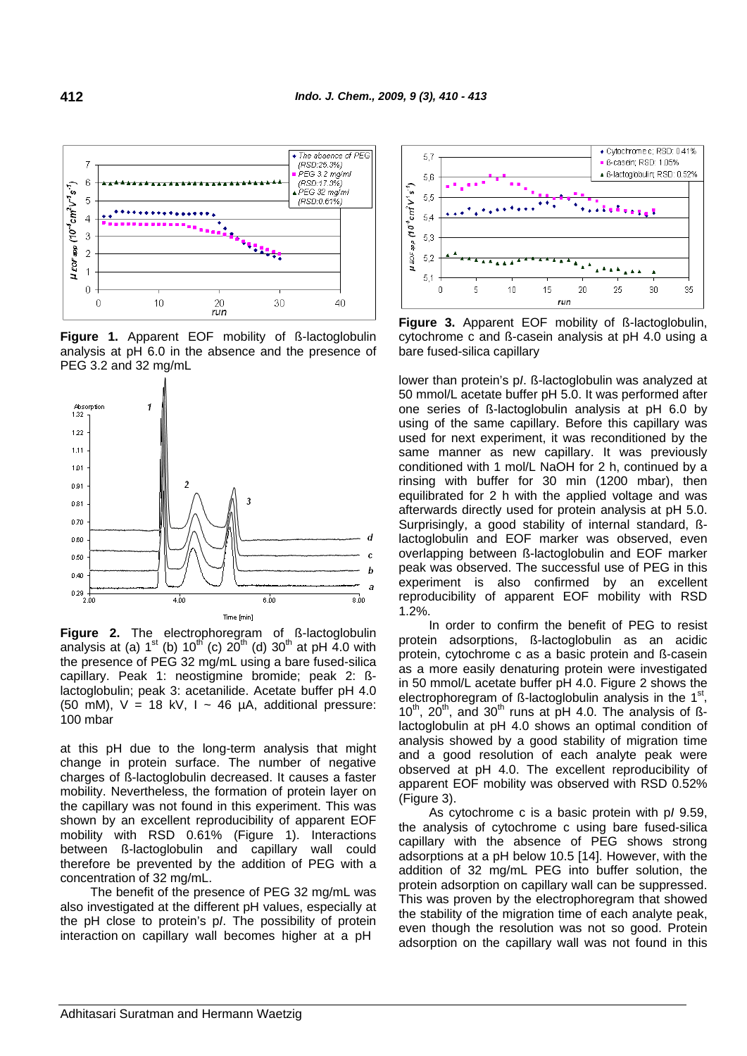**Figure 1.** Apparent EOF mobility of ß-lactoglobulin analysis at pH 6.0 in the absence and the presence of PEG 3.2 and 32 mg/mL

**Figure 2.** The electrophoregram of ß-lactoglobulin analysis at (a) 1[st] (b) 10[th] (c) 20[th] (d) 30[th] at pH 4.0 with the presence of PEG 32 mg/mL using a bare fused-silica capillary. Peak 1: neostigmine bromide; peak 2: ß-lactoglobulin; peak 3: acetanilide. Acetate buffer pH 4.0 (50 mM), V = 18 kV, I ~ 46 µA, additional pressure: 100 mbar

at this pH due to the long-term analysis that might change in protein surface. The number of negative charges of ß-lactoglobulin decreased. It causes a faster mobility. Nevertheless, the formation of protein layer on the capillary was not found in this experiment. This was shown by an excellent reproducibility of apparent EOF mobility with RSD 0.61% (Figure 1). Interactions between ß-lactoglobulin and capillary wall could therefore be prevented by the addition of PEG with a concentration of 32 mg/mL.

The benefit of the presence of PEG 32 mg/mL was also investigated at the different pH values, especially at the pH close to protein's p*I*. The possibility of protein interaction on capillary wall becomes higher at a pH lower than protein's p*I*. ß-lactoglobulin was analyzed at 50 mmol/L acetate buffer pH 5.0. It was performed after one series of ß-lactoglobulin analysis at pH 6.0 by using of the same capillary. Before this capillary was used for next experiment, it was reconditioned by the same manner as new capillary. It was previously conditioned with 1 mol/L NaOH for 2 h, continued by a rinsing with buffer for 30 min (1200 mbar), then equilibrated for 2 h with the applied voltage and was afterwards directly used for protein analysis at pH 5.0. Surprisingly, a good stability of internal standard, ß-lactoglobulin and EOF marker was observed, even overlapping between ß-lactoglobulin and EOF marker peak was observed. The successful use of PEG in this experiment is also confirmed by an excellent reproducibility of apparent EOF mobility with RSD 1.2%.

**Figure 3.** Apparent EOF mobility of ß-lactoglobulin, cytochrome c and ß-casein analysis at pH 4.0 using a bare fused-silica capillary

In order to confirm the benefit of PEG to resist protein adsorptions, ß-lactoglobulin as an acidic protein, cytochrome c as a basic protein and ß-casein as a more easily denaturing protein were investigated in 50 mmol/L acetate buffer pH 4.0. Figure 2 shows the electrophoregram of ß-lactoglobulin analysis in the 1[st], 10[th], 20[th], and 30[th] runs at pH 4.0. The analysis of ß-lactoglobulin at pH 4.0 shows an optimal condition of analysis showed by a good stability of migration time and a good resolution of each analyte peak were observed at pH 4.0. The excellent reproducibility of apparent EOF mobility was observed with RSD 0.52% (Figure 3).

As cytochrome c is a basic protein with p*I* 9.59, the analysis of cytochrome c using bare fused-silica capillary with the absence of PEG shows strong adsorptions at a pH below 10.5 [14]. However, with the addition of 32 mg/mL PEG into buffer solution, the protein adsorption on capillary wall can be suppressed. This was proven by the electrophoregram that showed the stability of the migration time of each analyte peak, even though the resolution was not so good. Protein adsorption on the capillary wall was not found in this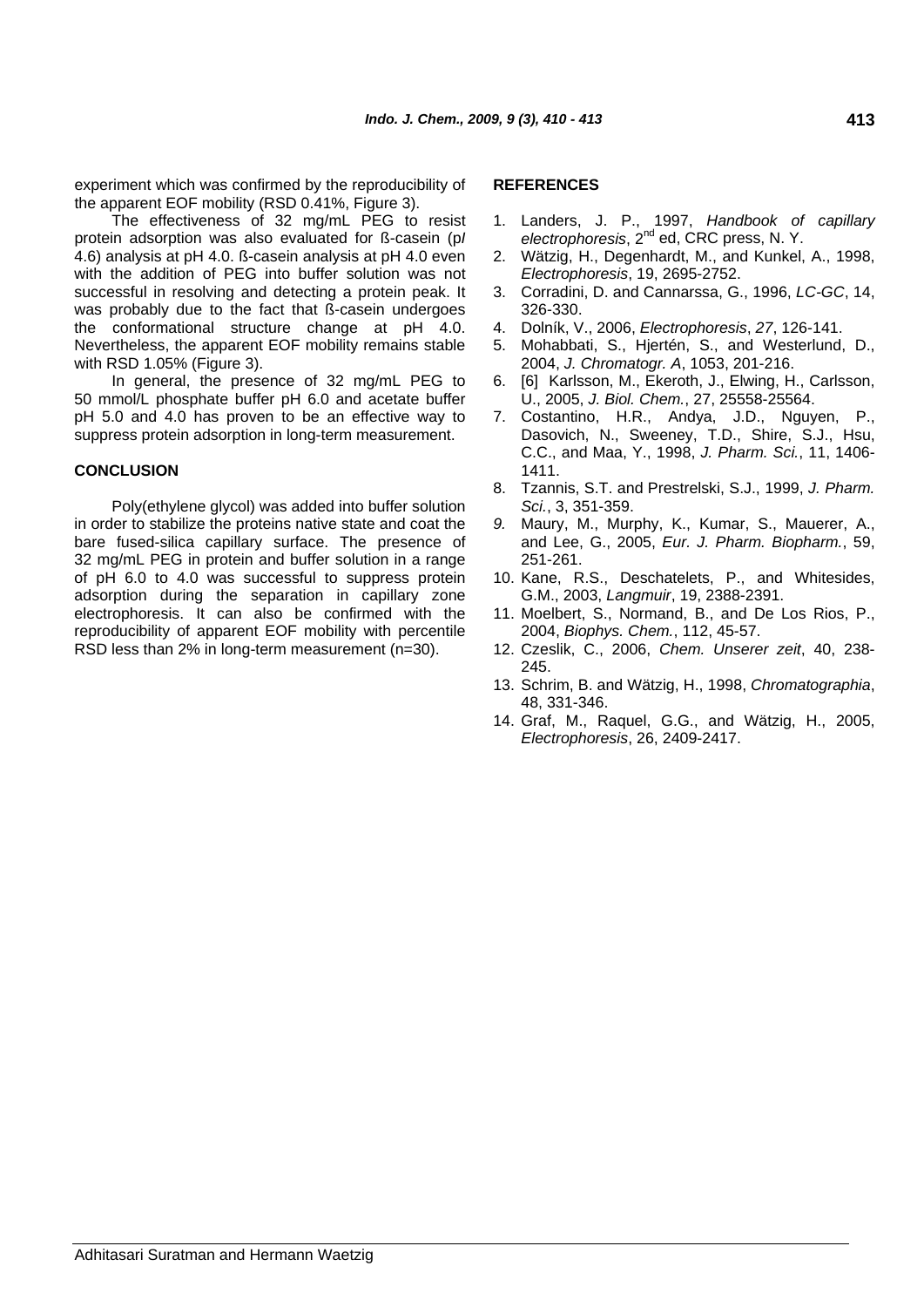experiment which was confirmed by the reproducibility of the apparent EOF mobility (RSD 0.41%, Figure 3).

The effectiveness of 32 mg/mL PEG to resist protein adsorption was also evaluated for ß-casein (p*I* 4.6) analysis at pH 4.0. ß-casein analysis at pH 4.0 even with the addition of PEG into buffer solution was not successful in resolving and detecting a protein peak. It was probably due to the fact that ß-casein undergoes the conformational structure change at pH 4.0. Nevertheless, the apparent EOF mobility remains stable with RSD 1.05% (Figure 3).

In general, the presence of 32 mg/mL PEG to 50 mmol/L phosphate buffer pH 6.0 and acetate buffer pH 5.0 and 4.0 has proven to be an effective way to suppress protein adsorption in long-term measurement.

## CONCLUSION

Poly(ethylene glycol) was added into buffer solution in order to stabilize the proteins native state and coat the bare fused-silica capillary surface. The presence of 32 mg/mL PEG in protein and buffer solution in a range of pH 6.0 to 4.0 was successful to suppress protein adsorption during the separation in capillary zone electrophoresis. It can also be confirmed with the reproducibility of apparent EOF mobility with percentile RSD less than 2% in long-term measurement (n=30).

## REFERENCES

1. Landers, J. P., 1997, *Handbook of capillary electrophoresis*, 2nd ed, CRC press, N. Y.
2. Wätzig, H., Degenhardt, M., and Kunkel, A., 1998, *Electrophoresis*, 19, 2695-2752.
3. Corradini, D. and Cannarssa, G., 1996, *LC-GC*, 14, 326-330.
4. Dolník, V., 2006, *Electrophoresis*, *27*, 126-141.
5. Mohabbati, S., Hjertén, S., and Westerlund, D., 2004, *J. Chromatogr. A*, 1053, 201-216.
6. [6] Karlsson, M., Ekeroth, J., Elwing, H., Carlsson, U., 2005, *J. Biol. Chem.*, 27, 25558-25564.
7. Costantino, H.R., Andya, J.D., Nguyen, P., Dasovich, N., Sweeney, T.D., Shire, S.J., Hsu, C.C., and Maa, Y., 1998, *J. Pharm. Sci.*, 11, 1406-1411.
8. Tzannis, S.T. and Prestrelski, S.J., 1999, *J. Pharm. Sci.*, 3, 351-359.
9. Maury, M., Murphy, K., Kumar, S., Mauerer, A., and Lee, G., 2005, *Eur. J. Pharm. Biopharm.*, 59, 251-261.
10. Kane, R.S., Deschatelets, P., and Whitesides, G.M., 2003, *Langmuir*, 19, 2388-2391.
11. Moelbert, S., Normand, B., and De Los Rios, P., 2004, *Biophys. Chem.*, 112, 45-57.
12. Czeslik, C., 2006, *Chem. Unserer zeit*, 40, 238-245.
13. Schrim, B. and Wätzig, H., 1998, *Chromatographia*, 48, 331-346.
14. Graf, M., Raquel, G.G., and Wätzig, H., 2005, *Electrophoresis*, 26, 2409-2417.